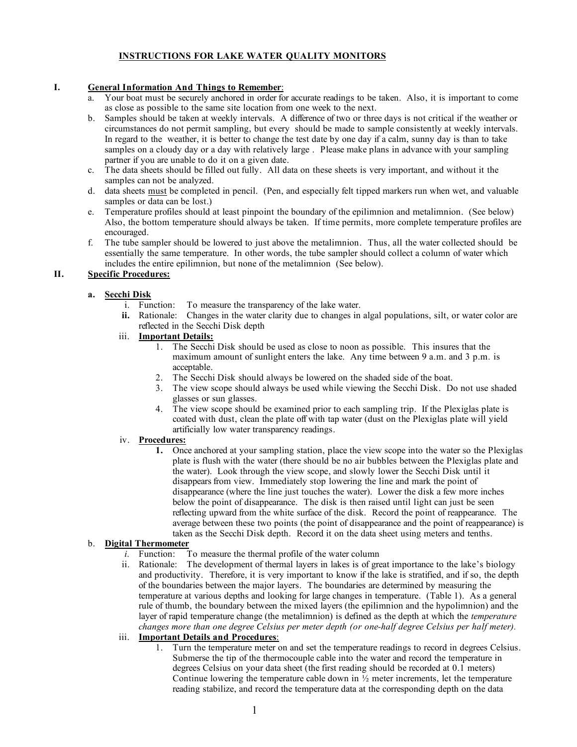# INSTRUCTIONS FOR LAKE WATER QUALITY MONITORS

## I. General Information And Things to Remember:

a. Your boat must be securely anchored in order for accurate readings to be taken. Also, it is important to come as close as possible to the same site location from one week to the next.

b. Samples should be taken at weekly intervals. A difference of two or three days is not critical if the weather or circumstances do not permit sampling, but every should be made to sample consistently at weekly intervals. In regard to the weather, it is better to change the test date by one day if a calm, sunny day is than to take samples on a cloudy day or a day with relatively large . Please make plans in advance with your sampling partner if you are unable to do it on a given date.

c. The data sheets should be filled out fully. All data on these sheets is very important, and without it the samples can not be analyzed.

d. data sheets must be completed in pencil. (Pen, and especially felt tipped markers run when wet, and valuable samples or data can be lost.)

e. Temperature profiles should at least pinpoint the boundary of the epilimnion and metalimnion. (See below) Also, the bottom temperature should always be taken. If time permits, more complete temperature profiles are encouraged.

f. The tube sampler should be lowered to just above the metalimnion. Thus, all the water collected should be essentially the same temperature. In other words, the tube sampler should collect a column of water which includes the entire epilimnion, but none of the metalimnion (See below).

## II. Specific Procedures:

### a. Secchi Disk

i. Function: To measure the transparency of the lake water.

**ii.** Rationale: Changes in the water clarity due to changes in algal populations, silt, or water color are reflected in the Secchi Disk depth

iii. **Important Details:**

1. The Secchi Disk should be used as close to noon as possible. This insures that the maximum amount of sunlight enters the lake. Any time between 9 a.m. and 3 p.m. is acceptable.
2. The Secchi Disk should always be lowered on the shaded side of the boat.
3. The view scope should always be used while viewing the Secchi Disk. Do not use shaded glasses or sun glasses.
4. The view scope should be examined prior to each sampling trip. If the Plexiglas plate is coated with dust, clean the plate off with tap water (dust on the Plexiglas plate will yield artificially low water transparency readings.

iv. **Procedures:**

**1.** Once anchored at your sampling station, place the view scope into the water so the Plexiglas plate is flush with the water (there should be no air bubbles between the Plexiglas plate and the water). Look through the view scope, and slowly lower the Secchi Disk until it disappears from view. Immediately stop lowering the line and mark the point of disappearance (where the line just touches the water). Lower the disk a few more inches below the point of disappearance. The disk is then raised until light can just be seen reflecting upward from the white surface of the disk. Record the point of reappearance. The average between these two points (the point of disappearance and the point of reappearance) is taken as the Secchi Disk depth. Record it on the data sheet using meters and tenths.

### b. Digital Thermometer

*i.* Function: To measure the thermal profile of the water column

ii. Rationale: The development of thermal layers in lakes is of great importance to the lake's biology and productivity. Therefore, it is very important to know if the lake is stratified, and if so, the depth of the boundaries between the major layers. The boundaries are determined by measuring the temperature at various depths and looking for large changes in temperature. (Table 1). As a general rule of thumb, the boundary between the mixed layers (the epilimnion and the hypolimnion) and the layer of rapid temperature change (the metalimnion) is defined as the depth at which the *temperature changes more than one degree Celsius per meter depth (or one-half degree Celsius per half meter).*

iii. **Important Details and Procedures**:

1. Turn the temperature meter on and set the temperature readings to record in degrees Celsius. Submerse the tip of the thermocouple cable into the water and record the temperature in degrees Celsius on your data sheet (the first reading should be recorded at 0.1 meters) Continue lowering the temperature cable down in ½ meter increments, let the temperature reading stabilize, and record the temperature data at the corresponding depth on the data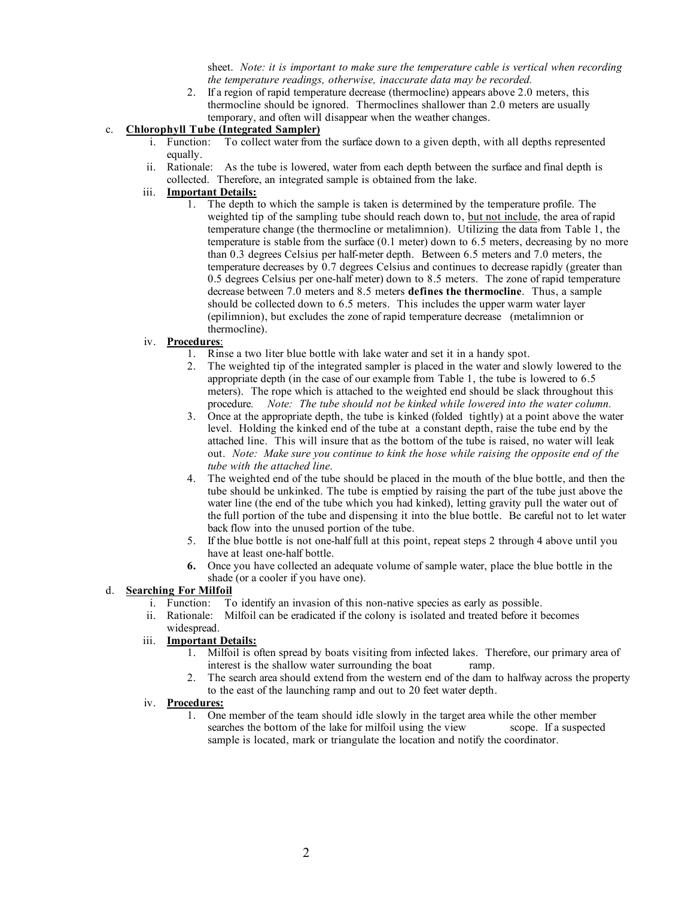sheet. *Note: it is important to make sure the temperature cable is vertical when recording the temperature readings, otherwise, inaccurate data may be recorded.*

2. If a region of rapid temperature decrease (thermocline) appears above 2.0 meters, this thermocline should be ignored. Thermoclines shallower than 2.0 meters are usually temporary, and often will disappear when the weather changes.

c. **Chlorophyll Tube (Integrated Sampler)**

i. Function: To collect water from the surface down to a given depth, with all depths represented equally.

ii. Rationale: As the tube is lowered, water from each depth between the surface and final depth is collected. Therefore, an integrated sample is obtained from the lake.

iii. **Important Details:**

1. The depth to which the sample is taken is determined by the temperature profile. The weighted tip of the sampling tube should reach down to, but not include, the area of rapid temperature change (the thermocline or metalimnion). Utilizing the data from Table 1, the temperature is stable from the surface (0.1 meter) down to 6.5 meters, decreasing by no more than 0.3 degrees Celsius per half-meter depth. Between 6.5 meters and 7.0 meters, the temperature decreases by 0.7 degrees Celsius and continues to decrease rapidly (greater than 0.5 degrees Celsius per one-half meter) down to 8.5 meters. The zone of rapid temperature decrease between 7.0 meters and 8.5 meters **defines the thermocline**. Thus, a sample should be collected down to 6.5 meters. This includes the upper warm water layer (epilimnion), but excludes the zone of rapid temperature decrease (metalimnion or thermocline).

iv. **Procedures**:

1. Rinse a two liter blue bottle with lake water and set it in a handy spot.
2. The weighted tip of the integrated sampler is placed in the water and slowly lowered to the appropriate depth (in the case of our example from Table 1, the tube is lowered to 6.5 meters). The rope which is attached to the weighted end should be slack throughout this procedure. *Note: The tube should not be kinked while lowered into the water column.*
3. Once at the appropriate depth, the tube is kinked (folded tightly) at a point above the water level. Holding the kinked end of the tube at a constant depth, raise the tube end by the attached line. This will insure that as the bottom of the tube is raised, no water will leak out. *Note: Make sure you continue to kink the hose while raising the opposite end of the tube with the attached line.*
4. The weighted end of the tube should be placed in the mouth of the blue bottle, and then the tube should be unkinked. The tube is emptied by raising the part of the tube just above the water line (the end of the tube which you had kinked), letting gravity pull the water out of the full portion of the tube and dispensing it into the blue bottle. Be careful not to let water back flow into the unused portion of the tube.
5. If the blue bottle is not one-half full at this point, repeat steps 2 through 4 above until you have at least one-half bottle.
6. Once you have collected an adequate volume of sample water, place the blue bottle in the shade (or a cooler if you have one).

d. **Searching For Milfoil**

i. Function: To identify an invasion of this non-native species as early as possible.

ii. Rationale: Milfoil can be eradicated if the colony is isolated and treated before it becomes widespread.

iii. **Important Details:**

1. Milfoil is often spread by boats visiting from infected lakes. Therefore, our primary area of interest is the shallow water surrounding the boat ramp.
2. The search area should extend from the western end of the dam to halfway across the property to the east of the launching ramp and out to 20 feet water depth.

iv. **Procedures:**

1. One member of the team should idle slowly in the target area while the other member searches the bottom of the lake for milfoil using the view scope. If a suspected sample is located, mark or triangulate the location and notify the coordinator.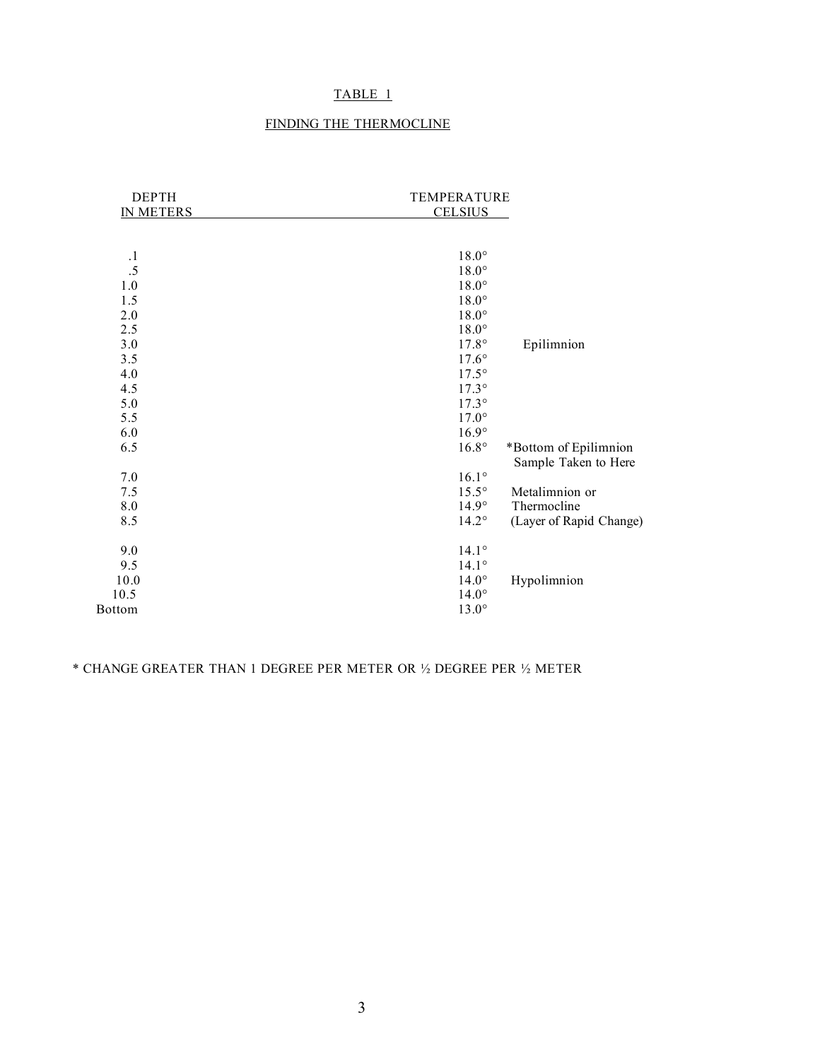TABLE 1

FINDING THE THERMOCLINE

| DEPTH IN METERS | TEMPERATURE CELSIUS | |
|---|---|---|
| .1 | 18.0° | |
| .5 | 18.0° | |
| 1.0 | 18.0° | |
| 1.5 | 18.0° | |
| 2.0 | 18.0° | |
| 2.5 | 18.0° | |
| 3.0 | 17.8° | Epilimnion |
| 3.5 | 17.6° | |
| 4.0 | 17.5° | |
| 4.5 | 17.3° | |
| 5.0 | 17.3° | |
| 5.5 | 17.0° | |
| 6.0 | 16.9° | |
| 6.5 | 16.8° | *Bottom of Epilimnion Sample Taken to Here |
| 7.0 | 16.1° | |
| 7.5 | 15.5° | Metalimnion or |
| 8.0 | 14.9° | Thermocline |
| 8.5 | 14.2° | (Layer of Rapid Change) |
| 9.0 | 14.1° | |
| 9.5 | 14.1° | |
| 10.0 | 14.0° | Hypolimnion |
| 10.5 | 14.0° | |
| Bottom | 13.0° | |

* CHANGE GREATER THAN 1 DEGREE PER METER OR ½ DEGREE PER ½ METER